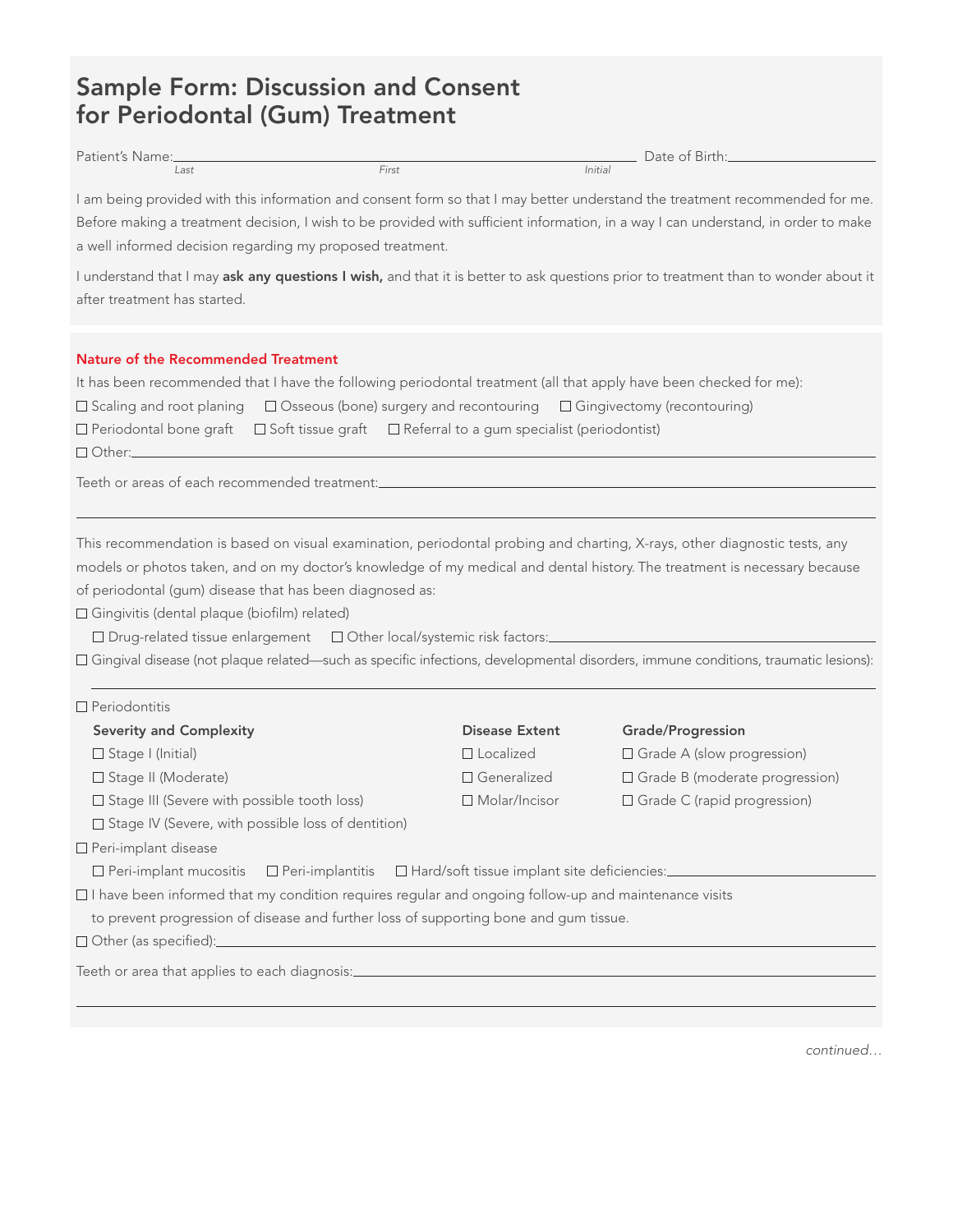# Sample Form: Discussion and Consent for Periodontal (Gum) Treatment

Patient's Name: ______________________________ Date of Birth: ______________
*Last* *First* *Initial*

I am being provided with this information and consent form so that I may better understand the treatment recommended for me. Before making a treatment decision, I wish to be provided with sufficient information, in a way I can understand, in order to make a well informed decision regarding my proposed treatment.

I understand that I may **ask any questions I wish,** and that it is better to ask questions prior to treatment than to wonder about it after treatment has started.

## Nature of the Recommended Treatment

It has been recommended that I have the following periodontal treatment (all that apply have been checked for me):

☐ Scaling and root planing ☐ Osseous (bone) surgery and recontouring ☐ Gingivectomy (recontouring)

☐ Periodontal bone graft ☐ Soft tissue graft ☐ Referral to a gum specialist (periodontist)

☐ Other: ______________________________

Teeth or areas of each recommended treatment: ______________________________

______________________________

This recommendation is based on visual examination, periodontal probing and charting, X-rays, other diagnostic tests, any models or photos taken, and on my doctor's knowledge of my medical and dental history. The treatment is necessary because of periodontal (gum) disease that has been diagnosed as:

☐ Gingivitis (dental plaque (biofilm) related)

- ☐ Drug-related tissue enlargement ☐ Other local/systemic risk factors: ______________________________

☐ Gingival disease (not plaque related—such as specific infections, developmental disorders, immune conditions, traumatic lesions):

______________________________

☐ Periodontitis

| **Severity and Complexity** | **Disease Extent** | **Grade/Progression** |
|---|---|---|
| ☐ Stage I (Initial) | ☐ Localized | ☐ Grade A (slow progression) |
| ☐ Stage II (Moderate) | ☐ Generalized | ☐ Grade B (moderate progression) |
| ☐ Stage III (Severe with possible tooth loss) | ☐ Molar/Incisor | ☐ Grade C (rapid progression) |
| ☐ Stage IV (Severe, with possible loss of dentition) | | |

☐ Peri-implant disease

- ☐ Peri-implant mucositis ☐ Peri-implantitis ☐ Hard/soft tissue implant site deficiencies: ______________________________

☐ I have been informed that my condition requires regular and ongoing follow-up and maintenance visits to prevent progression of disease and further loss of supporting bone and gum tissue.

☐ Other (as specified): ______________________________

Teeth or area that applies to each diagnosis: ______________________________

______________________________

*continued…*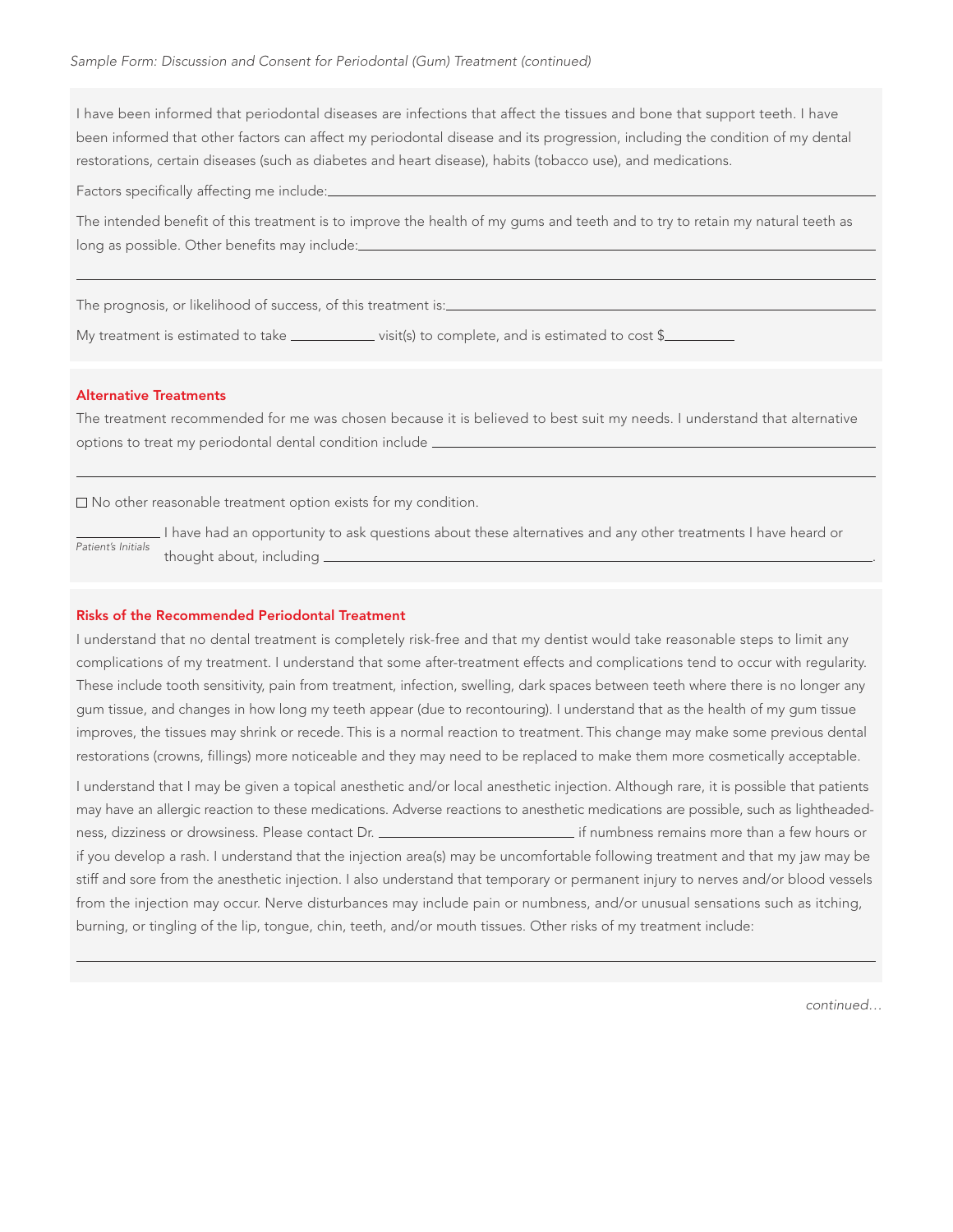I have been informed that periodontal diseases are infections that affect the tissues and bone that support teeth. I have been informed that other factors can affect my periodontal disease and its progression, including the condition of my dental restorations, certain diseases (such as diabetes and heart disease), habits (tobacco use), and medications.

Factors specifically affecting me include: ______________________________________________

The intended benefit of this treatment is to improve the health of my gums and teeth and to try to retain my natural teeth as long as possible. Other benefits may include: ______________________________________________

______________________________________________

The prognosis, or likelihood of success, of this treatment is: ______________________________________________

My treatment is estimated to take __________ visit(s) to complete, and is estimated to cost $__________

### Alternative Treatments

The treatment recommended for me was chosen because it is believed to best suit my needs. I understand that alternative options to treat my periodontal dental condition include ______________________________________________

______________________________________________

☐ No other reasonable treatment option exists for my condition.

__________ I have had an opportunity to ask questions about these alternatives and any other treatments I have heard or thought about, including ______________________________________________.
*Patient's Initials*

### Risks of the Recommended Periodontal Treatment

I understand that no dental treatment is completely risk-free and that my dentist would take reasonable steps to limit any complications of my treatment. I understand that some after-treatment effects and complications tend to occur with regularity. These include tooth sensitivity, pain from treatment, infection, swelling, dark spaces between teeth where there is no longer any gum tissue, and changes in how long my teeth appear (due to recontouring). I understand that as the health of my gum tissue improves, the tissues may shrink or recede. This is a normal reaction to treatment. This change may make some previous dental restorations (crowns, fillings) more noticeable and they may need to be replaced to make them more cosmetically acceptable.

I understand that I may be given a topical anesthetic and/or local anesthetic injection. Although rare, it is possible that patients may have an allergic reaction to these medications. Adverse reactions to anesthetic medications are possible, such as lightheadedness, dizziness or drowsiness. Please contact Dr. ____________________ if numbness remains more than a few hours or if you develop a rash. I understand that the injection area(s) may be uncomfortable following treatment and that my jaw may be stiff and sore from the anesthetic injection. I also understand that temporary or permanent injury to nerves and/or blood vessels from the injection may occur. Nerve disturbances may include pain or numbness, and/or unusual sensations such as itching, burning, or tingling of the lip, tongue, chin, teeth, and/or mouth tissues. Other risks of my treatment include:

______________________________________________

*continued…*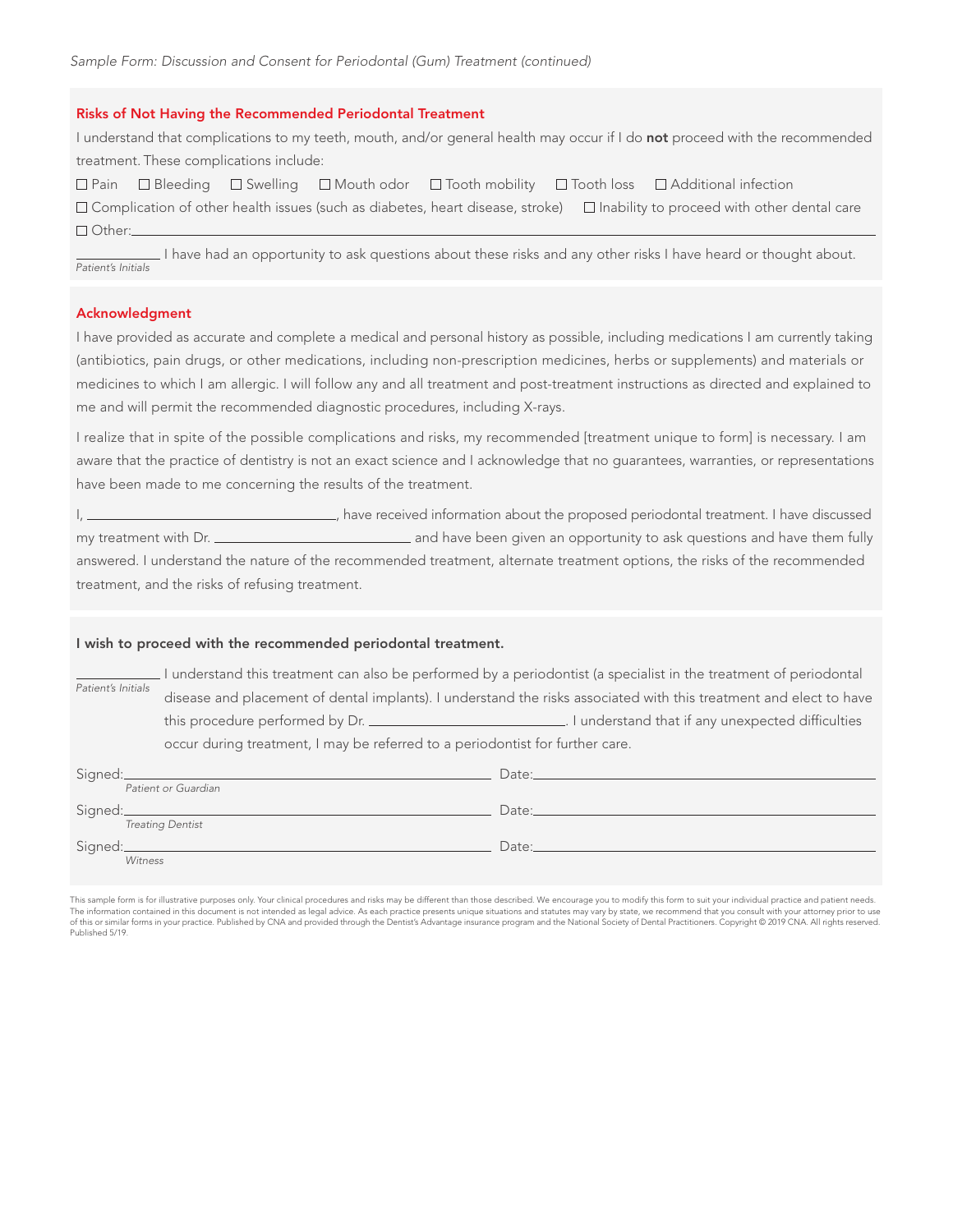*Sample Form: Discussion and Consent for Periodontal (Gum) Treatment (continued)*

## Risks of Not Having the Recommended Periodontal Treatment

I understand that complications to my teeth, mouth, and/or general health may occur if I do **not** proceed with the recommended treatment. These complications include:

☐ Pain ☐ Bleeding ☐ Swelling ☐ Mouth odor ☐ Tooth mobility ☐ Tooth loss ☐ Additional infection

☐ Complication of other health issues (such as diabetes, heart disease, stroke) ☐ Inability to proceed with other dental care

☐ Other:______________________________________________________________

__________ I have had an opportunity to ask questions about these risks and any other risks I have heard or thought about.
*Patient's Initials*

## Acknowledgment

I have provided as accurate and complete a medical and personal history as possible, including medications I am currently taking (antibiotics, pain drugs, or other medications, including non-prescription medicines, herbs or supplements) and materials or medicines to which I am allergic. I will follow any and all treatment and post-treatment instructions as directed and explained to me and will permit the recommended diagnostic procedures, including X-rays.

I realize that in spite of the possible complications and risks, my recommended [treatment unique to form] is necessary. I am aware that the practice of dentistry is not an exact science and I acknowledge that no guarantees, warranties, or representations have been made to me concerning the results of the treatment.

I, ______________________________, have received information about the proposed periodontal treatment. I have discussed my treatment with Dr. ________________________ and have been given an opportunity to ask questions and have them fully answered. I understand the nature of the recommended treatment, alternate treatment options, the risks of the recommended treatment, and the risks of refusing treatment.

**I wish to proceed with the recommended periodontal treatment.**

__________ I understand this treatment can also be performed by a periodontist (a specialist in the treatment of periodontal disease and placement of dental implants). I understand the risks associated with this treatment and elect to have this procedure performed by Dr. ________________________. I understand that if any unexpected difficulties occur during treatment, I may be referred to a periodontist for further care.
*Patient's Initials*

Signed:________________________________________ Date:________________________________
*Patient or Guardian*

Signed:________________________________________ Date:________________________________
*Treating Dentist*

Signed:________________________________________ Date:________________________________
*Witness*

This sample form is for illustrative purposes only. Your clinical procedures and risks may be different than those described. We encourage you to modify this form to suit your individual practice and patient needs. The information contained in this document is not intended as legal advice. As each practice presents unique situations and statutes may vary by state, we recommend that you consult with your attorney prior to use of this or similar forms in your practice. Published by CNA and provided through the Dentist's Advantage insurance program and the National Society of Dental Practitioners. Copyright © 2019 CNA. All rights reserved. Published 5/19.